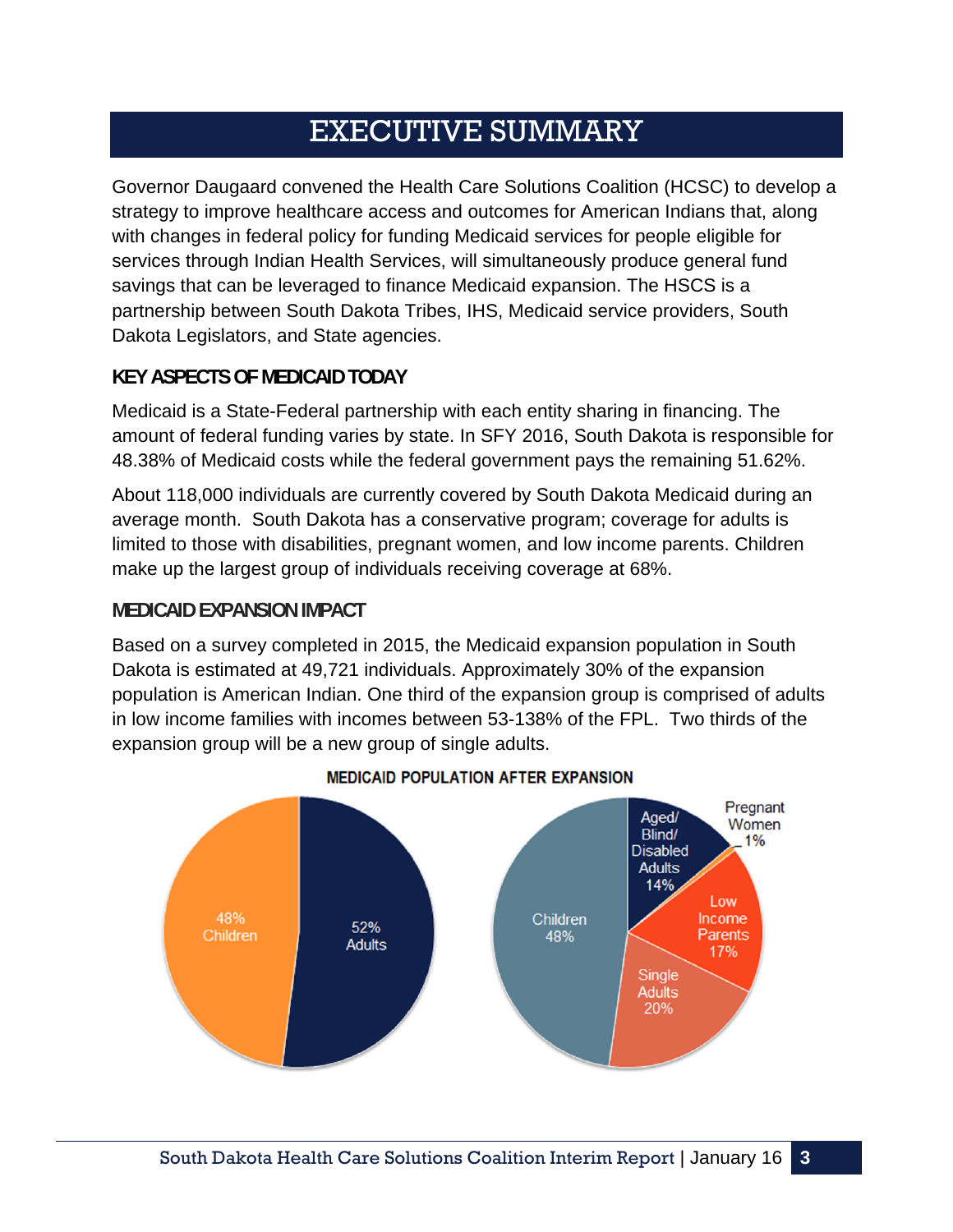# EXECUTIVE SUMMARY

Governor Daugaard convened the Health Care Solutions Coalition (HCSC) to develop a strategy to improve healthcare access and outcomes for American Indians that, along with changes in federal policy for funding Medicaid services for people eligible for services through Indian Health Services, will simultaneously produce general fund savings that can be leveraged to finance Medicaid expansion. The HSCS is a partnership between South Dakota Tribes, IHS, Medicaid service providers, South Dakota Legislators, and State agencies.

### KEY ASPECTS OF MEDICAID TODAY

Medicaid is a State-Federal partnership with each entity sharing in financing. The amount of federal funding varies by state. In SFY 2016, South Dakota is responsible for 48.38% of Medicaid costs while the federal government pays the remaining 51.62%.

About 118,000 individuals are currently covered by South Dakota Medicaid during an average month. South Dakota has a conservative program; coverage for adults is limited to those with disabilities, pregnant women, and low income parents. Children make up the largest group of individuals receiving coverage at 68%.

### MEDICAID EXPANSION IMPACT

Based on a survey completed in 2015, the Medicaid expansion population in South Dakota is estimated at 49,721 individuals. Approximately 30% of the expansion population is American Indian. One third of the expansion group is comprised of adults in low income families with incomes between 53-138% of the FPL. Two thirds of the expansion group will be a new group of single adults.

**MEDICAID POPULATION AFTER EXPANSION**

| Group | Share |
|---|---|
| Children | 48% |
| Adults | 52% |

| Group | Share |
|---|---|
| Children | 48% |
| Aged/Blind/Disabled Adults | 14% |
| Pregnant Women | 1% |
| Low Income Parents | 17% |
| Single Adults | 20% |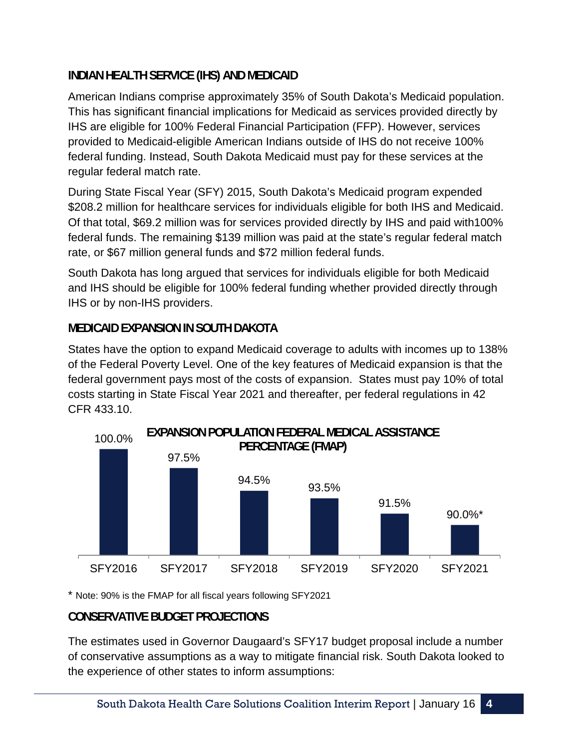## INDIAN HEALTH SERVICE (IHS) AND MEDICAID

American Indians comprise approximately 35% of South Dakota's Medicaid population. This has significant financial implications for Medicaid as services provided directly by IHS are eligible for 100% Federal Financial Participation (FFP). However, services provided to Medicaid-eligible American Indians outside of IHS do not receive 100% federal funding. Instead, South Dakota Medicaid must pay for these services at the regular federal match rate.

During State Fiscal Year (SFY) 2015, South Dakota's Medicaid program expended $208.2 million for healthcare services for individuals eligible for both IHS and Medicaid. Of that total, $69.2 million was for services provided directly by IHS and paid with100% federal funds. The remaining $139 million was paid at the state's regular federal match rate, or $67 million general funds and $72 million federal funds.

South Dakota has long argued that services for individuals eligible for both Medicaid and IHS should be eligible for 100% federal funding whether provided directly through IHS or by non-IHS providers.

## MEDICAID EXPANSION IN SOUTH DAKOTA

States have the option to expand Medicaid coverage to adults with incomes up to 138% of the Federal Poverty Level. One of the key features of Medicaid expansion is that the federal government pays most of the costs of expansion. States must pay 10% of total costs starting in State Fiscal Year 2021 and thereafter, per federal regulations in 42 CFR 433.10.

**EXPANSION POPULATION FEDERAL MEDICAL ASSISTANCE PERCENTAGE (FMAP)**

| SFY2016 | SFY2017 | SFY2018 | SFY2019 | SFY2020 | SFY2021 |
|---|---|---|---|---|---|
| 100.0% | 97.5% | 94.5% | 93.5% | 91.5% | 90.0%* |

* Note: 90% is the FMAP for all fiscal years following SFY2021

## CONSERVATIVE BUDGET PROJECTIONS

The estimates used in Governor Daugaard's SFY17 budget proposal include a number of conservative assumptions as a way to mitigate financial risk. South Dakota looked to the experience of other states to inform assumptions: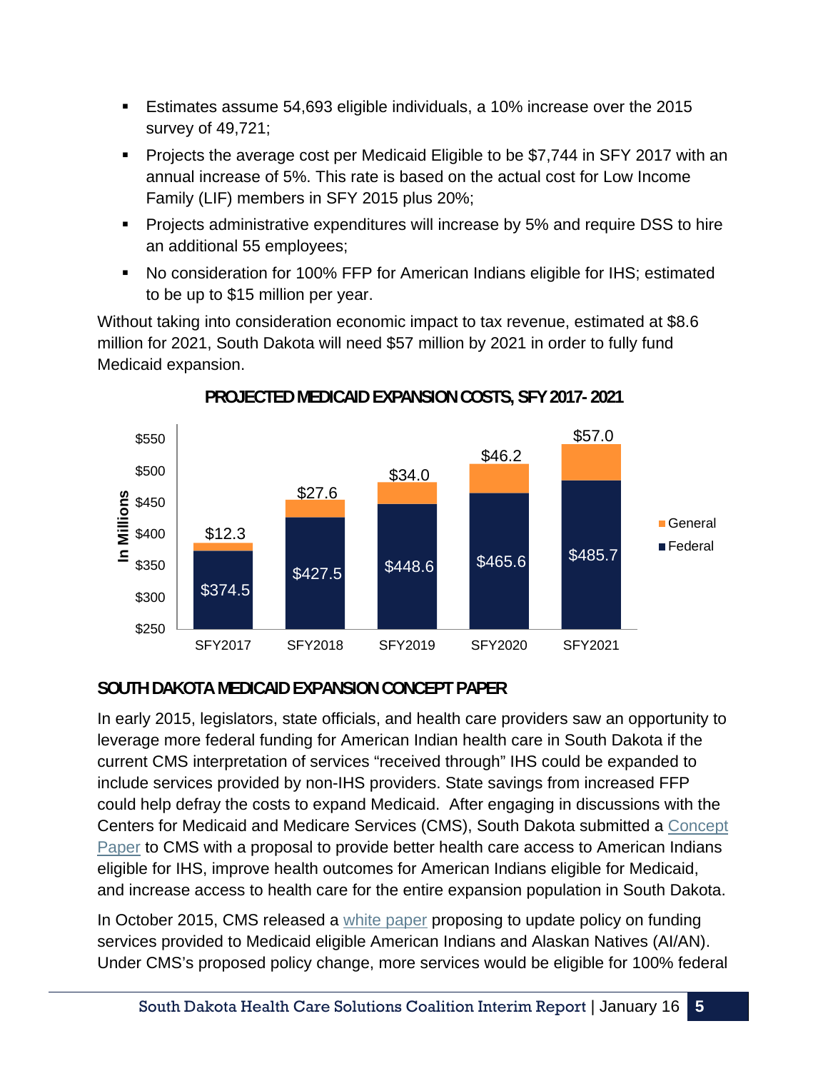- Estimates assume 54,693 eligible individuals, a 10% increase over the 2015 survey of 49,721;
- Projects the average cost per Medicaid Eligible to be $7,744 in SFY 2017 with an annual increase of 5%. This rate is based on the actual cost for Low Income Family (LIF) members in SFY 2015 plus 20%;
- Projects administrative expenditures will increase by 5% and require DSS to hire an additional 55 employees;
- No consideration for 100% FFP for American Indians eligible for IHS; estimated to be up to $15 million per year.

Without taking into consideration economic impact to tax revenue, estimated at $8.6 million for 2021, South Dakota will need $57 million by 2021 in order to fully fund Medicaid expansion.

**PROJECTED MEDICAID EXPANSION COSTS, SFY 2017- 2021**

| In Millions | SFY2017 | SFY2018 | SFY2019 | SFY2020 | SFY2021 |
|---|---|---|---|---|---|
| General | $12.3 | $27.6 | $34.0 | $46.2 | $57.0 |
| Federal | $374.5 | $427.5 | $448.6 | $465.6 | $485.7 |

## SOUTH DAKOTA MEDICAID EXPANSION CONCEPT PAPER

In early 2015, legislators, state officials, and health care providers saw an opportunity to leverage more federal funding for American Indian health care in South Dakota if the current CMS interpretation of services "received through" IHS could be expanded to include services provided by non-IHS providers. State savings from increased FFP could help defray the costs to expand Medicaid. After engaging in discussions with the Centers for Medicaid and Medicare Services (CMS), South Dakota submitted a Concept Paper to CMS with a proposal to provide better health care access to American Indians eligible for IHS, improve health outcomes for American Indians eligible for Medicaid, and increase access to health care for the entire expansion population in South Dakota.

In October 2015, CMS released a white paper proposing to update policy on funding services provided to Medicaid eligible American Indians and Alaskan Natives (AI/AN). Under CMS's proposed policy change, more services would be eligible for 100% federal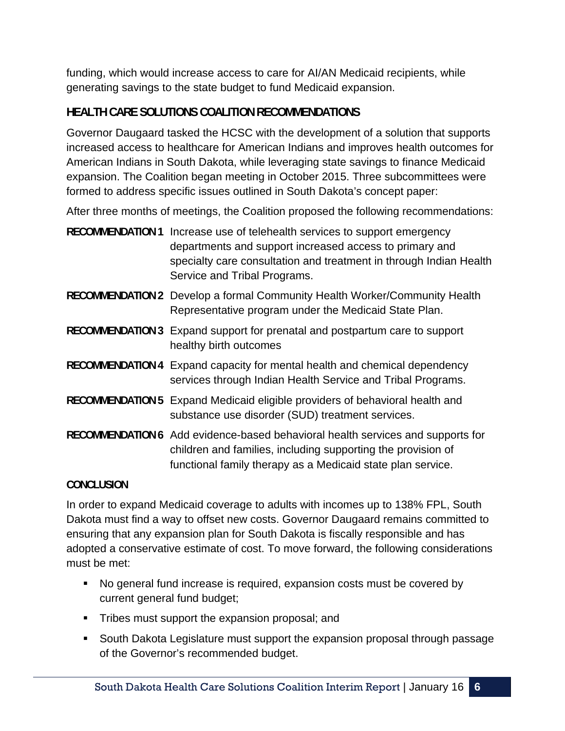funding, which would increase access to care for AI/AN Medicaid recipients, while generating savings to the state budget to fund Medicaid expansion.

## HEALTH CARE SOLUTIONS COALITION RECOMMENDATIONS

Governor Daugaard tasked the HCSC with the development of a solution that supports increased access to healthcare for American Indians and improves health outcomes for American Indians in South Dakota, while leveraging state savings to finance Medicaid expansion. The Coalition began meeting in October 2015. Three subcommittees were formed to address specific issues outlined in South Dakota's concept paper:

After three months of meetings, the Coalition proposed the following recommendations:

**RECOMMENDATION 1** Increase use of telehealth services to support emergency departments and support increased access to primary and specialty care consultation and treatment in through Indian Health Service and Tribal Programs.

**RECOMMENDATION 2** Develop a formal Community Health Worker/Community Health Representative program under the Medicaid State Plan.

**RECOMMENDATION 3** Expand support for prenatal and postpartum care to support healthy birth outcomes

**RECOMMENDATION 4** Expand capacity for mental health and chemical dependency services through Indian Health Service and Tribal Programs.

**RECOMMENDATION 5** Expand Medicaid eligible providers of behavioral health and substance use disorder (SUD) treatment services.

**RECOMMENDATION 6** Add evidence-based behavioral health services and supports for children and families, including supporting the provision of functional family therapy as a Medicaid state plan service.

## CONCLUSION

In order to expand Medicaid coverage to adults with incomes up to 138% FPL, South Dakota must find a way to offset new costs. Governor Daugaard remains committed to ensuring that any expansion plan for South Dakota is fiscally responsible and has adopted a conservative estimate of cost. To move forward, the following considerations must be met:

- No general fund increase is required, expansion costs must be covered by current general fund budget;
- Tribes must support the expansion proposal; and
- South Dakota Legislature must support the expansion proposal through passage of the Governor's recommended budget.